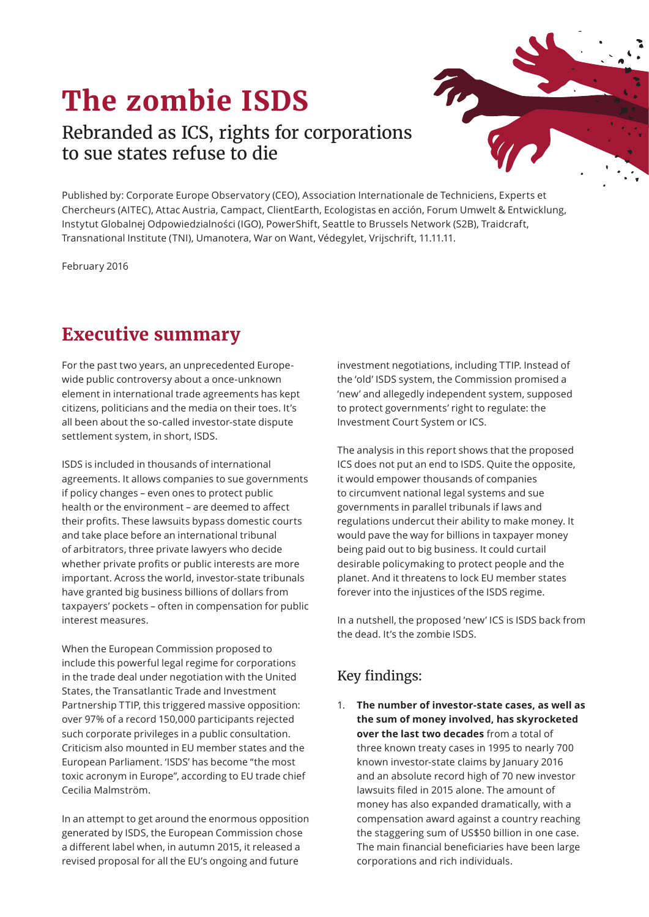# The zombie ISDS

## Rebranded as ICS, rights for corporations to sue states refuse to die

Published by: Corporate Europe Observatory (CEO), Association Internationale de Techniciens, Experts et Chercheurs (AITEC), Attac Austria, Campact, ClientEarth, Ecologistas en acción, Forum Umwelt & Entwicklung, Instytut Globalnej Odpowiedzialności (IGO), PowerShift, Seattle to Brussels Network (S2B), Traidcraft, Transnational Institute (TNI), Umanotera, War on Want, Védegylet, Vrijschrift, 11.11.11.

February 2016

## Executive summary

For the past two years, an unprecedented Europe-wide public controversy about a once-unknown element in international trade agreements has kept citizens, politicians and the media on their toes. It's all been about the so-called investor-state dispute settlement system, in short, ISDS.

ISDS is included in thousands of international agreements. It allows companies to sue governments if policy changes – even ones to protect public health or the environment – are deemed to affect their profits. These lawsuits bypass domestic courts and take place before an international tribunal of arbitrators, three private lawyers who decide whether private profits or public interests are more important. Across the world, investor-state tribunals have granted big business billions of dollars from taxpayers' pockets – often in compensation for public interest measures.

When the European Commission proposed to include this powerful legal regime for corporations in the trade deal under negotiation with the United States, the Transatlantic Trade and Investment Partnership TTIP, this triggered massive opposition: over 97% of a record 150,000 participants rejected such corporate privileges in a public consultation. Criticism also mounted in EU member states and the European Parliament. 'ISDS' has become "the most toxic acronym in Europe", according to EU trade chief Cecilia Malmström.

In an attempt to get around the enormous opposition generated by ISDS, the European Commission chose a different label when, in autumn 2015, it released a revised proposal for all the EU's ongoing and future investment negotiations, including TTIP. Instead of the 'old' ISDS system, the Commission promised a 'new' and allegedly independent system, supposed to protect governments' right to regulate: the Investment Court System or ICS.

The analysis in this report shows that the proposed ICS does not put an end to ISDS. Quite the opposite, it would empower thousands of companies to circumvent national legal systems and sue governments in parallel tribunals if laws and regulations undercut their ability to make money. It would pave the way for billions in taxpayer money being paid out to big business. It could curtail desirable policymaking to protect people and the planet. And it threatens to lock EU member states forever into the injustices of the ISDS regime.

In a nutshell, the proposed 'new' ICS is ISDS back from the dead. It's the zombie ISDS.

### Key findings:

1. **The number of investor-state cases, as well as the sum of money involved, has skyrocketed over the last two decades** from a total of three known treaty cases in 1995 to nearly 700 known investor-state claims by January 2016 and an absolute record high of 70 new investor lawsuits filed in 2015 alone. The amount of money has also expanded dramatically, with a compensation award against a country reaching the staggering sum of US$50 billion in one case. The main financial beneficiaries have been large corporations and rich individuals.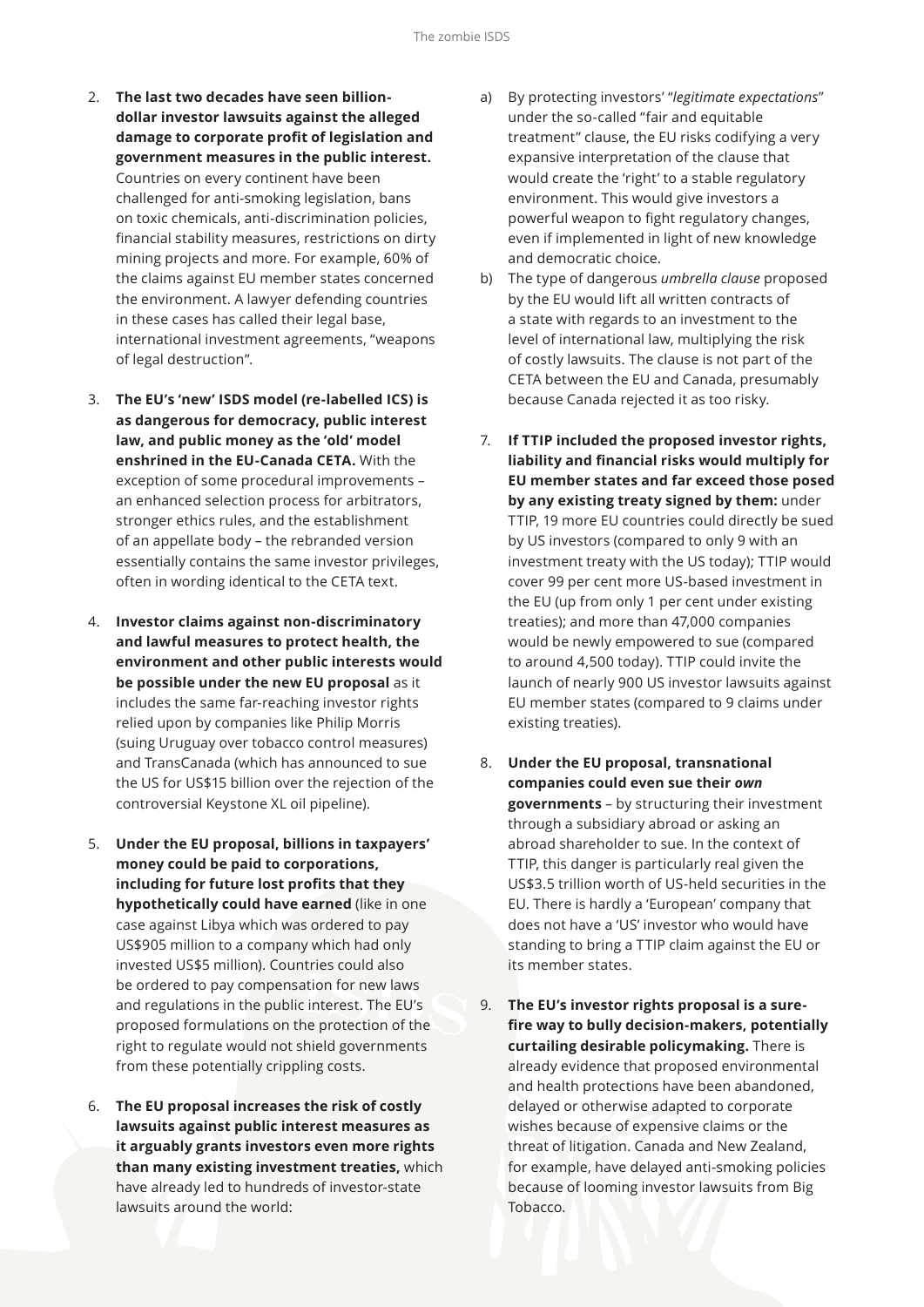2. **The last two decades have seen billion-dollar investor lawsuits against the alleged damage to corporate profit of legislation and government measures in the public interest.** Countries on every continent have been challenged for anti-smoking legislation, bans on toxic chemicals, anti-discrimination policies, financial stability measures, restrictions on dirty mining projects and more. For example, 60% of the claims against EU member states concerned the environment. A lawyer defending countries in these cases has called their legal base, international investment agreements, "weapons of legal destruction".

3. **The EU's 'new' ISDS model (re-labelled ICS) is as dangerous for democracy, public interest law, and public money as the 'old' model enshrined in the EU-Canada CETA.** With the exception of some procedural improvements – an enhanced selection process for arbitrators, stronger ethics rules, and the establishment of an appellate body – the rebranded version essentially contains the same investor privileges, often in wording identical to the CETA text.

4. **Investor claims against non-discriminatory and lawful measures to protect health, the environment and other public interests would be possible under the new EU proposal** as it includes the same far-reaching investor rights relied upon by companies like Philip Morris (suing Uruguay over tobacco control measures) and TransCanada (which has announced to sue the US for US$15 billion over the rejection of the controversial Keystone XL oil pipeline).

5. **Under the EU proposal, billions in taxpayers' money could be paid to corporations, including for future lost profits that they hypothetically could have earned** (like in one case against Libya which was ordered to pay US$905 million to a company which had only invested US$5 million). Countries could also be ordered to pay compensation for new laws and regulations in the public interest. The EU's proposed formulations on the protection of the right to regulate would not shield governments from these potentially crippling costs.

6. **The EU proposal increases the risk of costly lawsuits against public interest measures as it arguably grants investors even more rights than many existing investment treaties,** which have already led to hundreds of investor-state lawsuits around the world:

   a) By protecting investors' "*legitimate expectations*" under the so-called "fair and equitable treatment" clause, the EU risks codifying a very expansive interpretation of the clause that would create the 'right' to a stable regulatory environment. This would give investors a powerful weapon to fight regulatory changes, even if implemented in light of new knowledge and democratic choice.

   b) The type of dangerous *umbrella clause* proposed by the EU would lift all written contracts of a state with regards to an investment to the level of international law, multiplying the risk of costly lawsuits. The clause is not part of the CETA between the EU and Canada, presumably because Canada rejected it as too risky.

7. **If TTIP included the proposed investor rights, liability and financial risks would multiply for EU member states and far exceed those posed by any existing treaty signed by them:** under TTIP, 19 more EU countries could directly be sued by US investors (compared to only 9 with an investment treaty with the US today); TTIP would cover 99 per cent more US-based investment in the EU (up from only 1 per cent under existing treaties); and more than 47,000 companies would be newly empowered to sue (compared to around 4,500 today). TTIP could invite the launch of nearly 900 US investor lawsuits against EU member states (compared to 9 claims under existing treaties).

8. **Under the EU proposal, transnational companies could even sue their *own* governments** – by structuring their investment through a subsidiary abroad or asking an abroad shareholder to sue. In the context of TTIP, this danger is particularly real given the US$3.5 trillion worth of US-held securities in the EU. There is hardly a 'European' company that does not have a 'US' investor who would have standing to bring a TTIP claim against the EU or its member states.

9. **The EU's investor rights proposal is a sure-fire way to bully decision-makers, potentially curtailing desirable policymaking.** There is already evidence that proposed environmental and health protections have been abandoned, delayed or otherwise adapted to corporate wishes because of expensive claims or the threat of litigation. Canada and New Zealand, for example, have delayed anti-smoking policies because of looming investor lawsuits from Big Tobacco.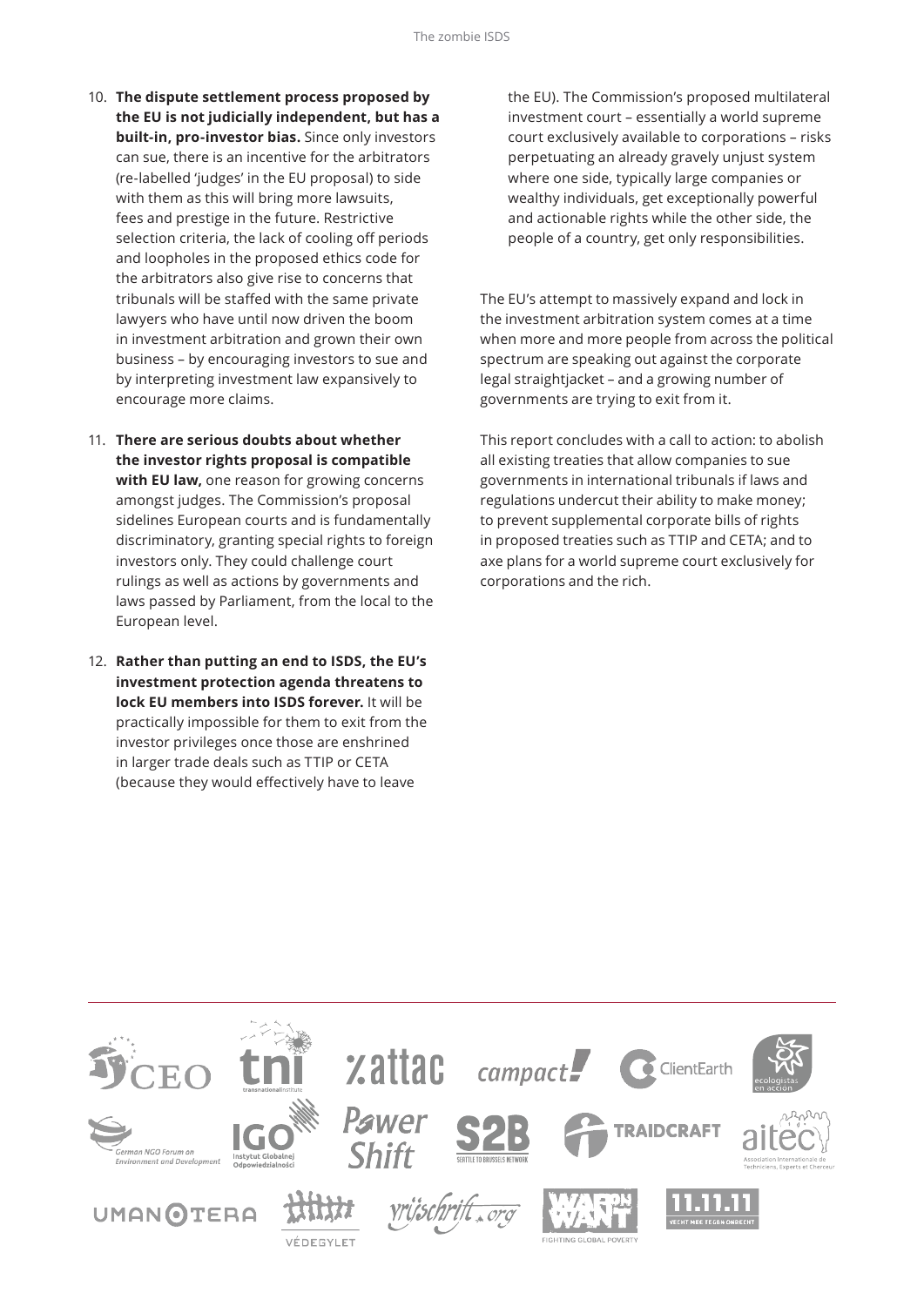10. **The dispute settlement process proposed by the EU is not judicially independent, but has a built-in, pro-investor bias.** Since only investors can sue, there is an incentive for the arbitrators (re-labelled 'judges' in the EU proposal) to side with them as this will bring more lawsuits, fees and prestige in the future. Restrictive selection criteria, the lack of cooling off periods and loopholes in the proposed ethics code for the arbitrators also give rise to concerns that tribunals will be staffed with the same private lawyers who have until now driven the boom in investment arbitration and grown their own business – by encouraging investors to sue and by interpreting investment law expansively to encourage more claims.

11. **There are serious doubts about whether the investor rights proposal is compatible with EU law,** one reason for growing concerns amongst judges. The Commission's proposal sidelines European courts and is fundamentally discriminatory, granting special rights to foreign investors only. They could challenge court rulings as well as actions by governments and laws passed by Parliament, from the local to the European level.

12. **Rather than putting an end to ISDS, the EU's investment protection agenda threatens to lock EU members into ISDS forever.** It will be practically impossible for them to exit from the investor privileges once those are enshrined in larger trade deals such as TTIP or CETA (because they would effectively have to leave the EU). The Commission's proposed multilateral investment court – essentially a world supreme court exclusively available to corporations – risks perpetuating an already gravely unjust system where one side, typically large companies or wealthy individuals, get exceptionally powerful and actionable rights while the other side, the people of a country, get only responsibilities.

The EU's attempt to massively expand and lock in the investment arbitration system comes at a time when more and more people from across the political spectrum are speaking out against the corporate legal straightjacket – and a growing number of governments are trying to exit from it.

This report concludes with a call to action: to abolish all existing treaties that allow companies to sue governments in international tribunals if laws and regulations undercut their ability to make money; to prevent supplemental corporate bills of rights in proposed treaties such as TTIP and CETA; and to axe plans for a world supreme court exclusively for corporations and the rich.

CEO tni transnational institute attac campact! ClientEarth ecologistas en acción

German NGO Forum on Environment and Development IGO Instytut Globalnej Odpowiedzialności Power Shift S2B Seattle to Brussels Network TRAIDCRAFT aitec Association Internationale de Techniciens, Experts et Chercheurs

UMANOTERA VÉDEGYLET vrijschrift.org WAR ON WANT Fighting Global Poverty 11.11.11 Vecht mee tegen onrecht